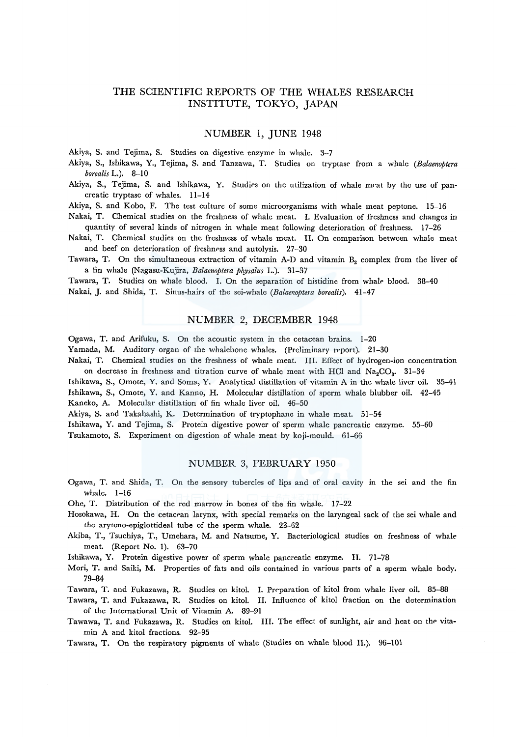# THE SCIENTIFIC REPORTS OF THE WHALES RESEARCH INSTITUTE, TOKYO, JAPAN

## NUMBER 1, JUNE 1948

Akiya, S. and Tejima, S. Studies on digestive enzyme in whale. 3–7

Akiya, S., Ishikawa, Y., Tejima, S. and Tanzawa, T. Studies on tryptase from a whale (*Balaenoptera borealis* L.). 8–10

Akiya, S., Tejima, S. and Ishikawa, Y. Studies on the utilization of whale meat by the use of pancreatic tryptase of whales. 11–14

Akiya, S. and Kobo, F. The test culture of some microorganisms with whale meat peptone. 15–16

Nakai, T. Chemical studies on the freshness of whale meat. I. Evaluation of freshness and changes in quantity of several kinds of nitrogen in whale meat following deterioration of freshness. 17–26

Nakai, T. Chemical studies on the freshness of whale meat. II. On comparison between whale meat and beef on deterioration of freshness and autolysis. 27–30

Tawara, T. On the simultaneous extraction of vitamin A-D and vitamin $B_2$ complex from the liver of a fin whale (Nagasu-Kujira, *Balaenoptera physalus* L.). 31–37

Tawara, T. Studies on whale blood. I. On the separation of histidine from whale blood. 38–40

Nakai, J. and Shida, T. Sinus-hairs of the sei-whale (*Balaenoptera borealis*). 41–47

## NUMBER 2, DECEMBER 1948

Ogawa, T. and Arifuku, S. On the acoustic system in the cetacean brains. 1–20

Yamada, M. Auditory organ of the whalebone whales. (Preliminary report). 21–30

Nakai, T. Chemical studies on the freshness of whale meat. III. Effect of hydrogen-ion concentration on decrease in freshness and titration curve of whale meat with HCl and $Na_2CO_3$. 31–34

Ishikawa, S., Omote, Y. and Soma, Y. Analytical distillation of vitamin A in the whale liver oil. 35–41

Ishikawa, S., Omote, Y. and Kanno, H. Molecular distillation of sperm whale blubber oil. 42–45

Kaneko, A. Molecular distillation of fin whale liver oil. 46–50

Akiya, S. and Takahashi, K. Determination of tryptophane in whale meat. 51–54

Ishikawa, Y. and Tejima, S. Protein digestive power of sperm whale pancreatic enzyme. 55–60

Tsukamoto, S. Experiment on digestion of whale meat by koji-mould. 61–66

## NUMBER 3, FEBRUARY 1950

Ogawa, T. and Shida, T. On the sensory tubercles of lips and of oral cavity in the sei and the fin whale. 1–16

Ohe, T. Distribution of the red marrow in bones of the fin whale. 17–22

Hosokawa, H. On the cetacean larynx, with special remarks on the laryngeal sack of the sei whale and the aryteno-epiglottideal tube of the sperm whale. 23–62

Akiba, T., Tsuchiya, T., Umehara, M. and Natsume, Y. Bacteriological studies on freshness of whale meat. (Report No. 1). 63–70

Ishikawa, Y. Protein digestive power of sperm whale pancreatic enzyme. II. 71–78

Mori, T. and Saiki, M. Properties of fats and oils contained in various parts of a sperm whale body. 79–84

Tawara, T. and Fukazawa, R. Studies on kitol. I. Preparation of kitol from whale liver oil. 85–88

Tawara, T. and Fukazawa, R. Studies on kitol. II. Influence of kitol fraction on the determination of the International Unit of Vitamin A. 89–91

Tawawa, T. and Fukazawa, R. Studies on kitol. III. The effect of sunlight, air and heat on the vitamin A and kitol fractions. 92–95

Tawara, T. On the respiratory pigments of whale (Studies on whale blood II.). 96–101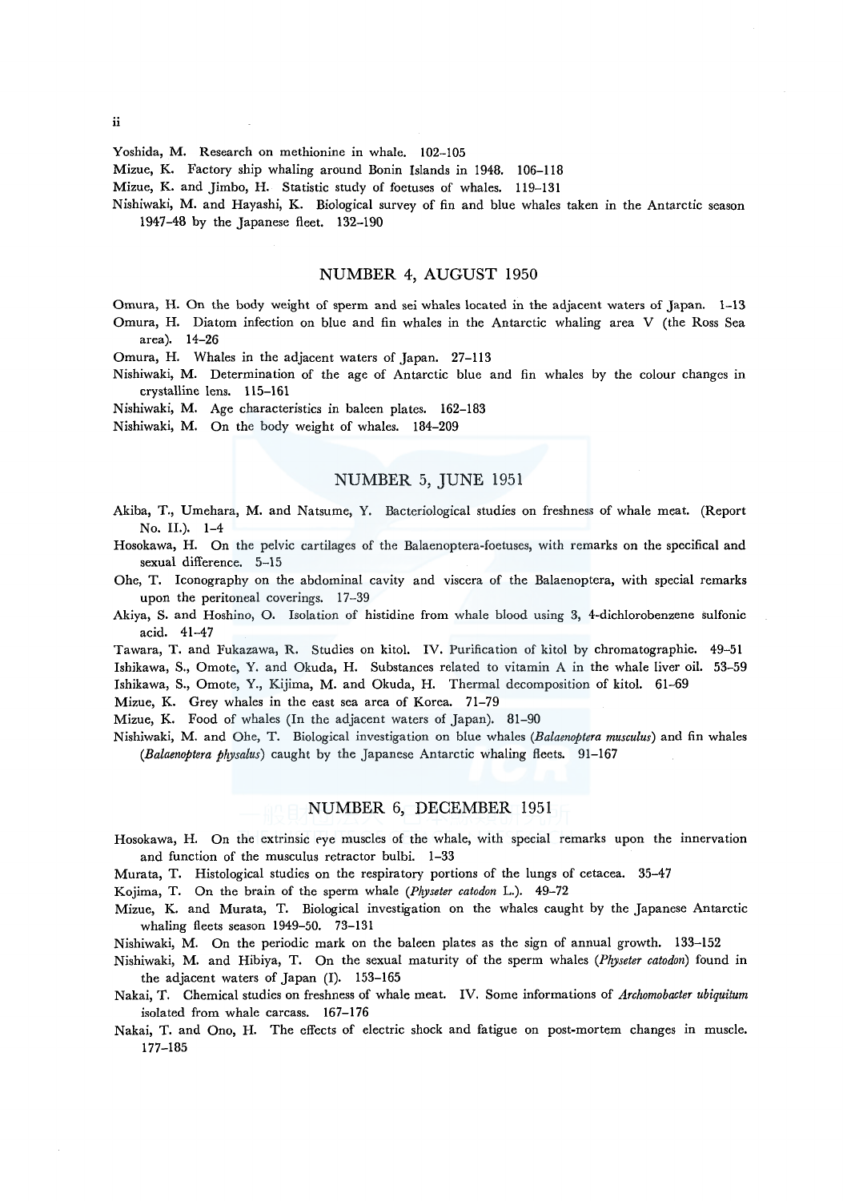Yoshida, M. Research on methionine in whale. 102–105

Mizue, K. Factory ship whaling around Bonin Islands in 1948. 106–118

Mizue, K. and Jimbo, H. Statistic study of foetuses of whales. 119–131

Nishiwaki, M. and Hayashi, K. Biological survey of fin and blue whales taken in the Antarctic season 1947–48 by the Japanese fleet. 132–190

## NUMBER 4, AUGUST 1950

Omura, H. On the body weight of sperm and sei whales located in the adjacent waters of Japan. 1–13

Omura, H. Diatom infection on blue and fin whales in the Antarctic whaling area V (the Ross Sea area). 14–26

Omura, H. Whales in the adjacent waters of Japan. 27–113

Nishiwaki, M. Determination of the age of Antarctic blue and fin whales by the colour changes in crystalline lens. 115–161

Nishiwaki, M. Age characteristics in baleen plates. 162–183

Nishiwaki, M. On the body weight of whales. 184–209

## NUMBER 5, JUNE 1951

Akiba, T., Umehara, M. and Natsume, Y. Bacteriological studies on freshness of whale meat. (Report No. II.). 1–4

Hosokawa, H. On the pelvic cartilages of the Balaenoptera-foetuses, with remarks on the specifical and sexual difference. 5–15

Ohe, T. Iconography on the abdominal cavity and viscera of the Balaenoptera, with special remarks upon the peritoneal coverings. 17–39

Akiya, S. and Hoshino, O. Isolation of histidine from whale blood using 3, 4-dichlorobenzene sulfonic acid. 41–47

Tawara, T. and Fukazawa, R. Studies on kitol. IV. Purification of kitol by chromatographie. 49–51

Ishikawa, S., Omote, Y. and Okuda, H. Substances related to vitamin A in the whale liver oil. 53–59

Ishikawa, S., Omote, Y., Kijima, M. and Okuda, H. Thermal decomposition of kitol. 61–69

Mizue, K. Grey whales in the east sea area of Korea. 71–79

Mizue, K. Food of whales (In the adjacent waters of Japan). 81–90

Nishiwaki, M. and Ohe, T. Biological investigation on blue whales (*Balaenoptera musculus*) and fin whales (*Balaenoptera physalus*) caught by the Japanese Antarctic whaling fleets. 91–167

## NUMBER 6, DECEMBER 1951

Hosokawa, H. On the extrinsic eye muscles of the whale, with special remarks upon the innervation and function of the musculus retractor bulbi. 1–33

Murata, T. Histological studies on the respiratory portions of the lungs of cetacea. 35–47

Kojima, T. On the brain of the sperm whale (*Physeter catodon* L.). 49–72

Mizue, K. and Murata, T. Biological investigation on the whales caught by the Japanese Antarctic whaling fleets season 1949–50. 73–131

Nishiwaki, M. On the periodic mark on the baleen plates as the sign of annual growth. 133–152

Nishiwaki, M. and Hibiya, T. On the sexual maturity of the sperm whales (*Physeter catodon*) found in the adjacent waters of Japan (I). 153–165

Nakai, T. Chemical studies on freshness of whale meat. IV. Some informations of *Archomobacter ubiquitum* isolated from whale carcass. 167–176

Nakai, T. and Ono, H. The effects of electric shock and fatigue on post-mortem changes in muscle. 177–185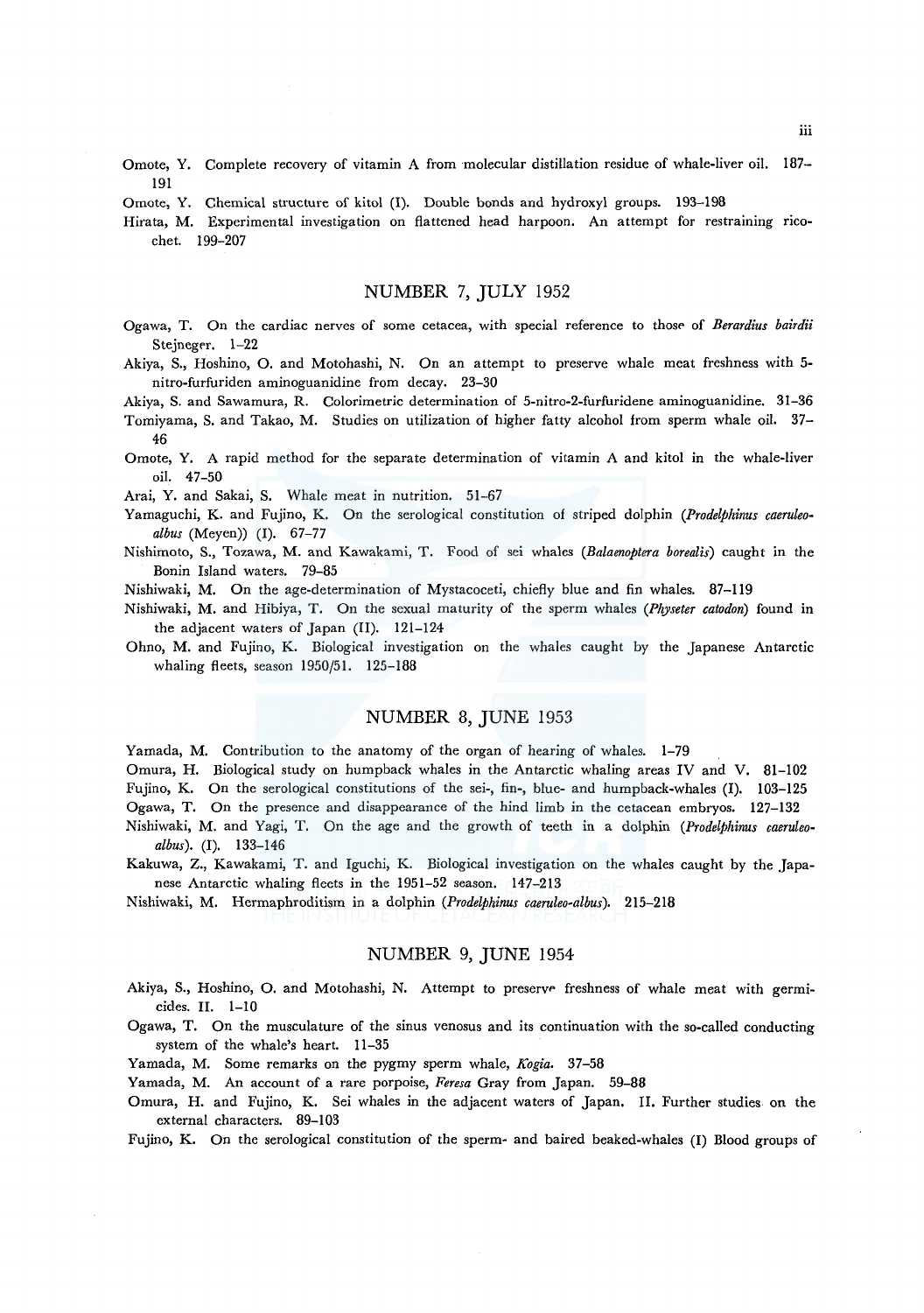Omote, Y. Complete recovery of vitamin A from molecular distillation residue of whale-liver oil. 187–191

Omote, Y. Chemical structure of kitol (I). Double bonds and hydroxyl groups. 193–198

Hirata, M. Experimental investigation on flattened head harpoon. An attempt for restraining ricochet. 199–207

## NUMBER 7, JULY 1952

Ogawa, T. On the cardiac nerves of some cetacea, with special reference to those of *Berardius bairdii* Stejneger. 1–22

Akiya, S., Hoshino, O. and Motohashi, N. On an attempt to preserve whale meat freshness with 5-nitro-furfuriden aminoguanidine from decay. 23–30

Akiya, S. and Sawamura, R. Colorimetric determination of 5-nitro-2-furfuridene aminoguanidine. 31–36

Tomiyama, S. and Takao, M. Studies on utilization of higher fatty alcohol from sperm whale oil. 37–46

Omote, Y. A rapid method for the separate determination of vitamin A and kitol in the whale-liver oil. 47–50

Arai, Y. and Sakai, S. Whale meat in nutrition. 51–67

Yamaguchi, K. and Fujino, K. On the serological constitution of striped dolphin (*Prodelphinus caeruleo-albus* (Meyen)) (I). 67–77

Nishimoto, S., Tozawa, M. and Kawakami, T. Food of sei whales (*Balaenoptera borealis*) caught in the Bonin Island waters. 79–85

Nishiwaki, M. On the age-determination of Mystacoceti, chiefly blue and fin whales. 87–119

Nishiwaki, M. and Hibiya, T. On the sexual maturity of the sperm whales (*Physeter catodon*) found in the adjacent waters of Japan (II). 121–124

Ohno, M. and Fujino, K. Biological investigation on the whales caught by the Japanese Antarctic whaling fleets, season 1950/51. 125–188

## NUMBER 8, JUNE 1953

Yamada, M. Contribution to the anatomy of the organ of hearing of whales. 1–79

Omura, H. Biological study on humpback whales in the Antarctic whaling areas IV and V. 81–102

Fujino, K. On the serological constitutions of the sei-, fin-, blue- and humpback-whales (I). 103–125

Ogawa, T. On the presence and disappearance of the hind limb in the cetacean embryos. 127–132

Nishiwaki, M. and Yagi, T. On the age and the growth of teeth in a dolphin (*Prodelphinus caeruleo-albus*). (I). 133–146

Kakuwa, Z., Kawakami, T. and Iguchi, K. Biological investigation on the whales caught by the Japanese Antarctic whaling fleets in the 1951–52 season. 147–213

Nishiwaki, M. Hermaphroditism in a dolphin (*Prodelphinus caeruleo-albus*). 215–218

## NUMBER 9, JUNE 1954

Akiya, S., Hoshino, O. and Motohashi, N. Attempt to preserve freshness of whale meat with germicides. II. 1–10

Ogawa, T. On the musculature of the sinus venosus and its continuation with the so-called conducting system of the whale's heart. 11–35

Yamada, M. Some remarks on the pygmy sperm whale, *Kogia*. 37–58

Yamada, M. An account of a rare porpoise, *Feresa* Gray from Japan. 59–88

Omura, H. and Fujino, K. Sei whales in the adjacent waters of Japan. II. Further studies on the external characters. 89–103

Fujino, K. On the serological constitution of the sperm- and baired beaked-whales (I) Blood groups of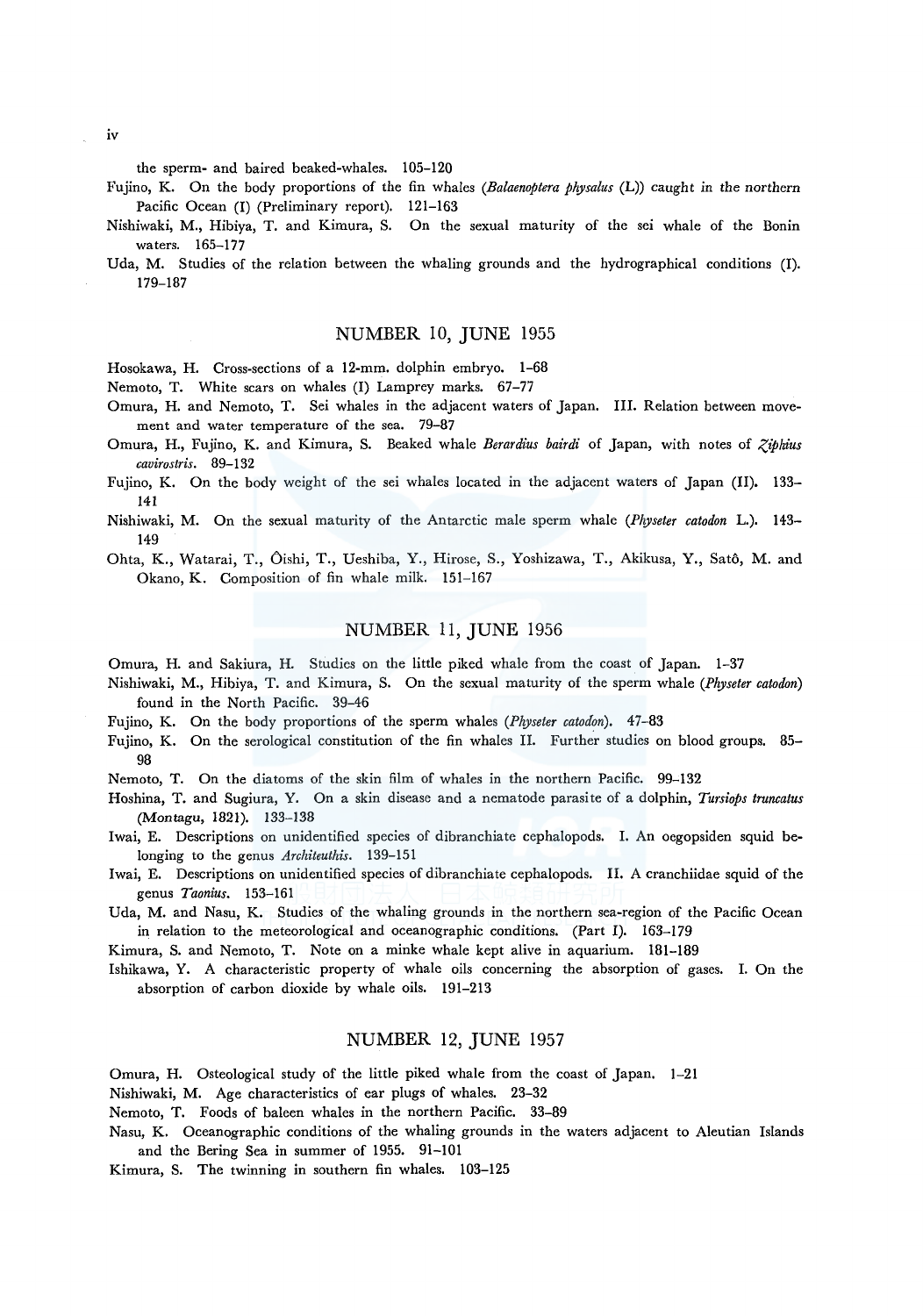the sperm- and baired beaked-whales. 105–120

Fujino, K. On the body proportions of the fin whales (*Balaenoptera physalus* (L)) caught in the northern Pacific Ocean (I) (Preliminary report). 121–163

Nishiwaki, M., Hibiya, T. and Kimura, S. On the sexual maturity of the sei whale of the Bonin waters. 165–177

Uda, M. Studies of the relation between the whaling grounds and the hydrographical conditions (I). 179–187

## NUMBER 10, JUNE 1955

Hosokawa, H. Cross-sections of a 12-mm. dolphin embryo. 1–68

Nemoto, T. White scars on whales (I) Lamprey marks. 67–77

Omura, H. and Nemoto, T. Sei whales in the adjacent waters of Japan. III. Relation between movement and water temperature of the sea. 79–87

Omura, H., Fujino, K. and Kimura, S. Beaked whale *Berardius bairdi* of Japan, with notes of *Ziphius cavirostris*. 89–132

Fujino, K. On the body weight of the sei whales located in the adjacent waters of Japan (II). 133–141

Nishiwaki, M. On the sexual maturity of the Antarctic male sperm whale (*Physeter catodon* L.). 143–149

Ohta, K., Watarai, T., Ôishi, T., Ueshiba, Y., Hirose, S., Yoshizawa, T., Akikusa, Y., Satô, M. and Okano, K. Composition of fin whale milk. 151–167

## NUMBER 11, JUNE 1956

Omura, H. and Sakiura, H. Studies on the little piked whale from the coast of Japan. 1–37

Nishiwaki, M., Hibiya, T. and Kimura, S. On the sexual maturity of the sperm whale (*Physeter catodon*) found in the North Pacific. 39–46

Fujino, K. On the body proportions of the sperm whales (*Physeter catodon*). 47–83

Fujino, K. On the serological constitution of the fin whales II. Further studies on blood groups. 85–98

Nemoto, T. On the diatoms of the skin film of whales in the northern Pacific. 99–132

Hoshina, T. and Sugiura, Y. On a skin disease and a nematode parasite of a dolphin, *Tursiops truncatus* (Montagu, 1821). 133–138

Iwai, E. Descriptions on unidentified species of dibranchiate cephalopods. I. An oegopsiden squid belonging to the genus *Architeuthis*. 139–151

Iwai, E. Descriptions on unidentified species of dibranchiate cephalopods. II. A cranchiidae squid of the genus *Taonius*. 153–161

Uda, M. and Nasu, K. Studies of the whaling grounds in the northern sea-region of the Pacific Ocean in relation to the meteorological and oceanographic conditions. (Part I). 163–179

Kimura, S. and Nemoto, T. Note on a minke whale kept alive in aquarium. 181–189

Ishikawa, Y. A characteristic property of whale oils concerning the absorption of gases. I. On the absorption of carbon dioxide by whale oils. 191–213

## NUMBER 12, JUNE 1957

Omura, H. Osteological study of the little piked whale from the coast of Japan. 1–21

Nishiwaki, M. Age characteristics of ear plugs of whales. 23–32

Nemoto, T. Foods of baleen whales in the northern Pacific. 33–89

Nasu, K. Oceanographic conditions of the whaling grounds in the waters adjacent to Aleutian Islands and the Bering Sea in summer of 1955. 91–101

Kimura, S. The twinning in southern fin whales. 103–125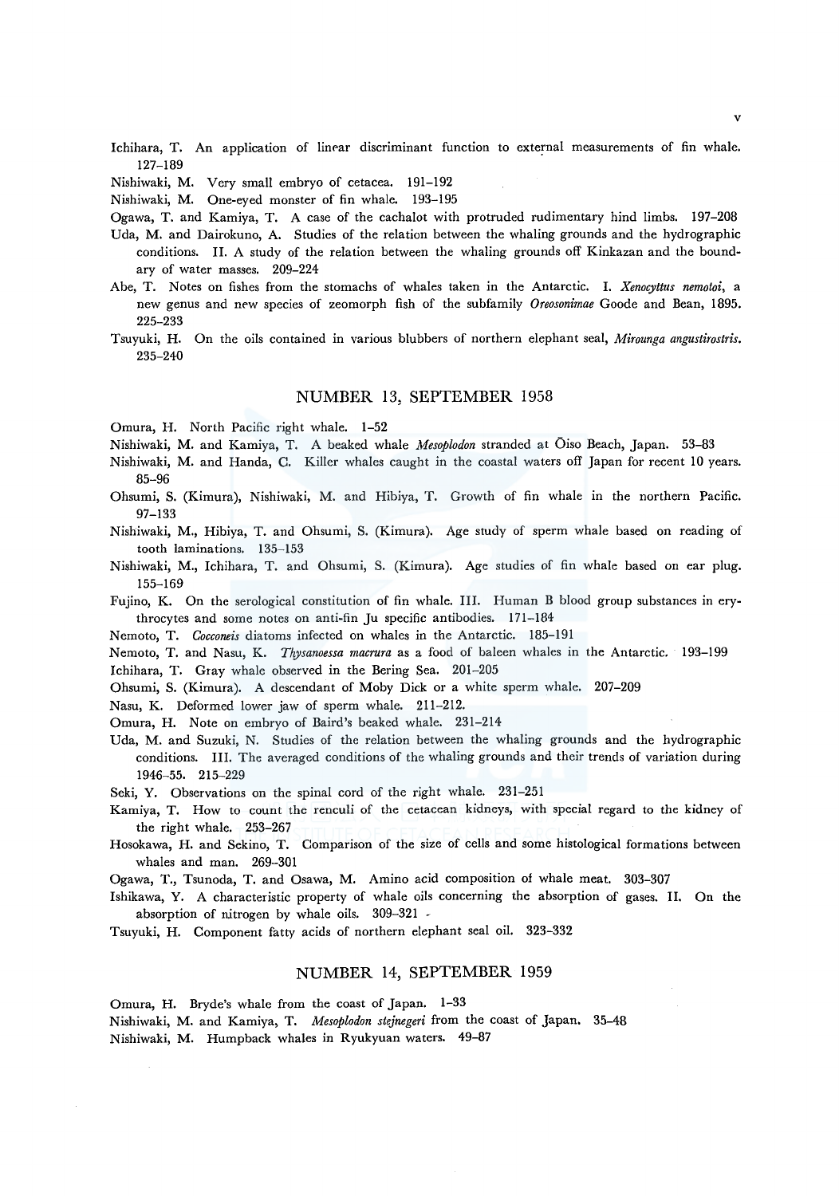Ichihara, T. An application of linear discriminant function to external measurements of fin whale. 127–189

Nishiwaki, M. Very small embryo of cetacea. 191–192

Nishiwaki, M. One-eyed monster of fin whale. 193–195

Ogawa, T. and Kamiya, T. A case of the cachalot with protruded rudimentary hind limbs. 197–208

Uda, M. and Dairokuno, A. Studies of the relation between the whaling grounds and the hydrographic conditions. II. A study of the relation between the whaling grounds off Kinkazan and the boundary of water masses. 209–224

Abe, T. Notes on fishes from the stomachs of whales taken in the Antarctic. I. *Xenocyttus nemotoi*, a new genus and new species of zeomorph fish of the subfamily *Oreosonimae* Goode and Bean, 1895. 225–233

Tsuyuki, H. On the oils contained in various blubbers of northern elephant seal, *Mirounga angustirostris*. 235–240

## NUMBER 13, SEPTEMBER 1958

Omura, H. North Pacific right whale. 1–52

Nishiwaki, M. and Kamiya, T. A beaked whale *Mesoplodon* stranded at Ōiso Beach, Japan. 53–83

Nishiwaki, M. and Handa, C. Killer whales caught in the coastal waters off Japan for recent 10 years. 85–96

Ohsumi, S. (Kimura), Nishiwaki, M. and Hibiya, T. Growth of fin whale in the northern Pacific. 97–133

Nishiwaki, M., Hibiya, T. and Ohsumi, S. (Kimura). Age study of sperm whale based on reading of tooth laminations. 135–153

Nishiwaki, M., Ichihara, T. and Ohsumi, S. (Kimura). Age studies of fin whale based on ear plug. 155–169

Fujino, K. On the serological constitution of fin whale. III. Human B blood group substances in erythrocytes and some notes on anti-fin Ju specific antibodies. 171–184

Nemoto, T. *Cocconeis* diatoms infected on whales in the Antarctic. 185–191

Nemoto, T. and Nasu, K. *Thysanoessa macrura* as a food of baleen whales in the Antarctic. 193–199

Ichihara, T. Gray whale observed in the Bering Sea. 201–205

Ohsumi, S. (Kimura). A descendant of Moby Dick or a white sperm whale. 207–209

Nasu, K. Deformed lower jaw of sperm whale. 211–212.

Omura, H. Note on embryo of Baird's beaked whale. 231–214

Uda, M. and Suzuki, N. Studies of the relation between the whaling grounds and the hydrographic conditions. III. The averaged conditions of the whaling grounds and their trends of variation during 1946–55. 215–229

Seki, Y. Observations on the spinal cord of the right whale. 231–251

Kamiya, T. How to count the renculi of the cetacean kidneys, with special regard to the kidney of the right whale. 253–267

Hosokawa, H. and Sekino, T. Comparison of the size of cells and some histological formations between whales and man. 269–301

Ogawa, T., Tsunoda, T. and Osawa, M. Amino acid composition of whale meat. 303–307

Ishikawa, Y. A characteristic property of whale oils concerning the absorption of gases. II. On the absorption of nitrogen by whale oils. 309–321

Tsuyuki, H. Component fatty acids of northern elephant seal oil. 323–332

## NUMBER 14, SEPTEMBER 1959

Omura, H. Bryde's whale from the coast of Japan. 1–33

Nishiwaki, M. and Kamiya, T. *Mesoplodon stejnegeri* from the coast of Japan. 35–48

Nishiwaki, M. Humpback whales in Ryukyuan waters. 49–87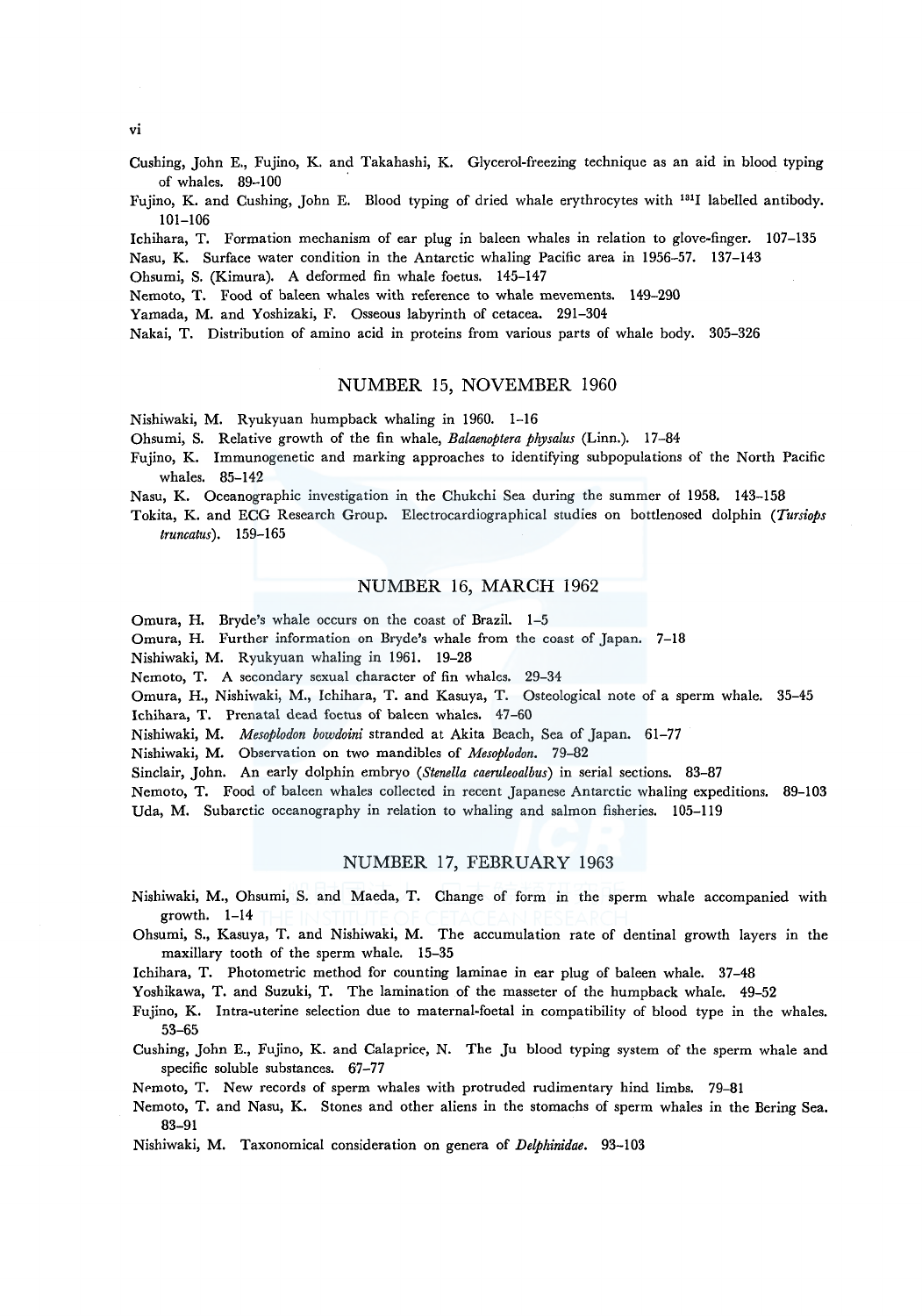Cushing, John E., Fujino, K. and Takahashi, K. Glycerol-freezing technique as an aid in blood typing of whales. 89–100

Fujino, K. and Cushing, John E. Blood typing of dried whale erythrocytes with $^{131}$I labelled antibody. 101–106

Ichihara, T. Formation mechanism of ear plug in baleen whales in relation to glove-finger. 107–135

Nasu, K. Surface water condition in the Antarctic whaling Pacific area in 1956–57. 137–143

Ohsumi, S. (Kimura). A deformed fin whale foetus. 145–147

Nemoto, T. Food of baleen whales with reference to whale mevements. 149–290

Yamada, M. and Yoshizaki, F. Osseous labyrinth of cetacea. 291–304

Nakai, T. Distribution of amino acid in proteins from various parts of whale body. 305–326

## NUMBER 15, NOVEMBER 1960

Nishiwaki, M. Ryukyuan humpback whaling in 1960. 1–16

Ohsumi, S. Relative growth of the fin whale, *Balaenoptera physalus* (Linn.). 17–84

Fujino, K. Immunogenetic and marking approaches to identifying subpopulations of the North Pacific whales. 85–142

Nasu, K. Oceanographic investigation in the Chukchi Sea during the summer of 1958. 143–158

Tokita, K. and ECG Research Group. Electrocardiographical studies on bottlenosed dolphin (*Tursiops truncatus*). 159–165

## NUMBER 16, MARCH 1962

Omura, H. Bryde's whale occurs on the coast of Brazil. 1–5

Omura, H. Further information on Bryde's whale from the coast of Japan. 7–18

Nishiwaki, M. Ryukyuan whaling in 1961. 19–28

Nemoto, T. A secondary sexual character of fin whales. 29–34

Omura, H., Nishiwaki, M., Ichihara, T. and Kasuya, T. Osteological note of a sperm whale. 35–45

Ichihara, T. Prenatal dead foetus of baleen whales. 47–60

Nishiwaki, M. *Mesoplodon bowdoini* stranded at Akita Beach, Sea of Japan. 61–77

Nishiwaki, M. Observation on two mandibles of *Mesoplodon*. 79–82

Sinclair, John. An early dolphin embryo (*Stenella caeruleoalbus*) in serial sections. 83–87

Nemoto, T. Food of baleen whales collected in recent Japanese Antarctic whaling expeditions. 89–103

Uda, M. Subarctic oceanography in relation to whaling and salmon fisheries. 105–119

## NUMBER 17, FEBRUARY 1963

Nishiwaki, M., Ohsumi, S. and Maeda, T. Change of form in the sperm whale accompanied with growth. 1–14

Ohsumi, S., Kasuya, T. and Nishiwaki, M. The accumulation rate of dentinal growth layers in the maxillary tooth of the sperm whale. 15–35

Ichihara, T. Photometric method for counting laminae in ear plug of baleen whale. 37–48

Yoshikawa, T. and Suzuki, T. The lamination of the masseter of the humpback whale. 49–52

Fujino, K. Intra-uterine selection due to maternal-foetal in compatibility of blood type in the whales. 53–65

Cushing, John E., Fujino, K. and Calaprice, N. The Ju blood typing system of the sperm whale and specific soluble substances. 67–77

Nemoto, T. New records of sperm whales with protruded rudimentary hind limbs. 79–81

Nemoto, T. and Nasu, K. Stones and other aliens in the stomachs of sperm whales in the Bering Sea. 83–91

Nishiwaki, M. Taxonomical consideration on genera of *Delphinidae*. 93–103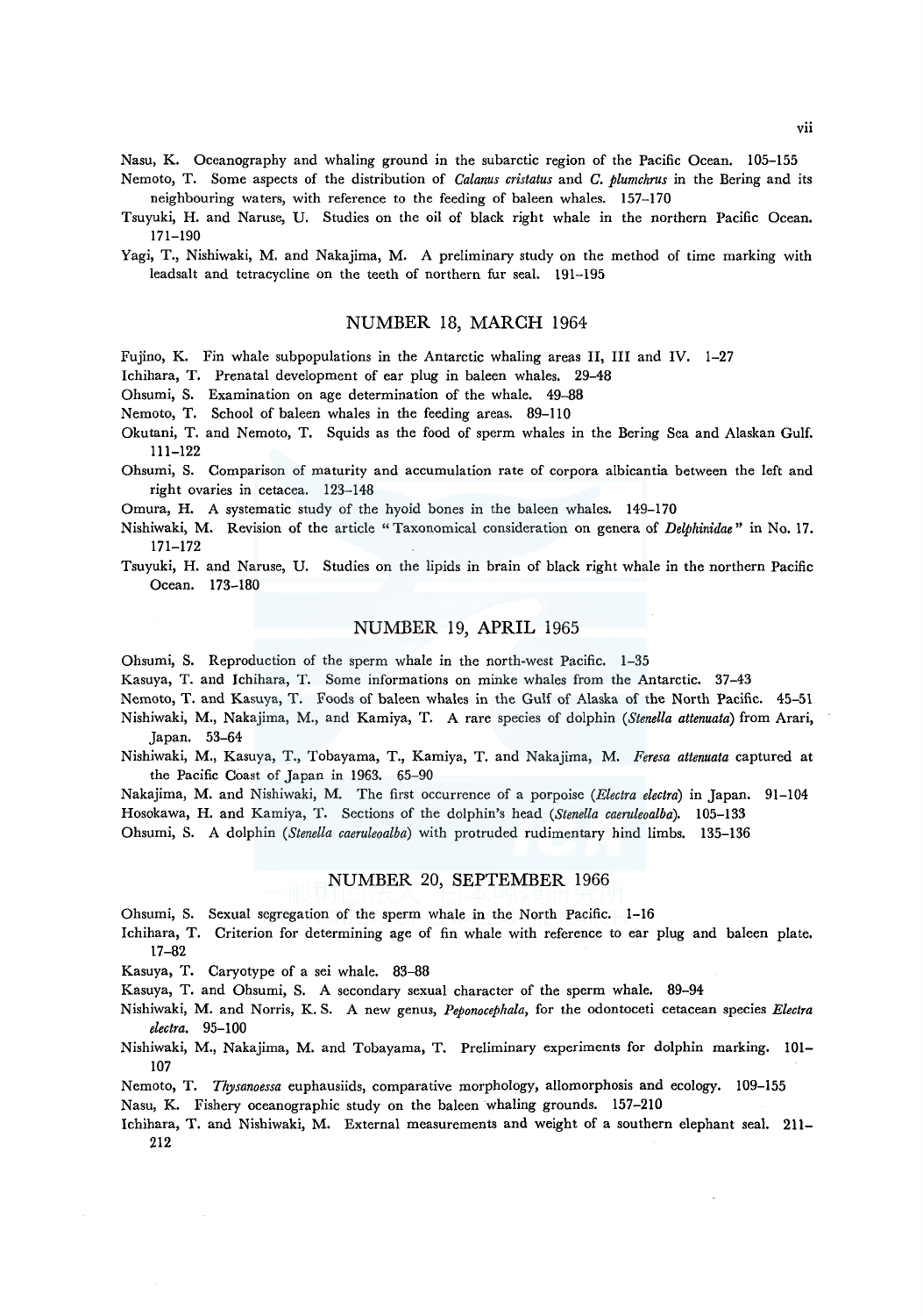Nasu, K. Oceanography and whaling ground in the subarctic region of the Pacific Ocean. 105–155

Nemoto, T. Some aspects of the distribution of *Calanus cristatus* and *C. plumchrus* in the Bering and its neighbouring waters, with reference to the feeding of baleen whales. 157–170

Tsuyuki, H. and Naruse, U. Studies on the oil of black right whale in the northern Pacific Ocean. 171–190

Yagi, T., Nishiwaki, M. and Nakajima, M. A preliminary study on the method of time marking with leadsalt and tetracycline on the teeth of northern fur seal. 191–195

## NUMBER 18, MARCH 1964

Fujino, K. Fin whale subpopulations in the Antarctic whaling areas II, III and IV. 1–27

Ichihara, T. Prenatal development of ear plug in baleen whales. 29–48

Ohsumi, S. Examination on age determination of the whale. 49–88

Nemoto, T. School of baleen whales in the feeding areas. 89–110

Okutani, T. and Nemoto, T. Squids as the food of sperm whales in the Bering Sea and Alaskan Gulf. 111–122

Ohsumi, S. Comparison of maturity and accumulation rate of corpora albicantia between the left and right ovaries in cetacea. 123–148

Omura, H. A systematic study of the hyoid bones in the baleen whales. 149–170

Nishiwaki, M. Revision of the article "Taxonomical consideration on genera of *Delphinidae*" in No. 17. 171–172

Tsuyuki, H. and Naruse, U. Studies on the lipids in brain of black right whale in the northern Pacific Ocean. 173–180

## NUMBER 19, APRIL 1965

Ohsumi, S. Reproduction of the sperm whale in the north-west Pacific. 1–35

Kasuya, T. and Ichihara, T. Some informations on minke whales from the Antarctic. 37–43

Nemoto, T. and Kasuya, T. Foods of baleen whales in the Gulf of Alaska of the North Pacific. 45–51

Nishiwaki, M., Nakajima, M., and Kamiya, T. A rare species of dolphin (*Stenella attenuata*) from Arari, Japan. 53–64

Nishiwaki, M., Kasuya, T., Tobayama, T., Kamiya, T. and Nakajima, M. *Feresa attenuata* captured at the Pacific Coast of Japan in 1963. 65–90

Nakajima, M. and Nishiwaki, M. The first occurrence of a porpoise (*Electra electra*) in Japan. 91–104

Hosokawa, H. and Kamiya, T. Sections of the dolphin's head (*Stenella caeruleoalba*). 105–133

Ohsumi, S. A dolphin (*Stenella caeruleoalba*) with protruded rudimentary hind limbs. 135–136

## NUMBER 20, SEPTEMBER 1966

Ohsumi, S. Sexual segregation of the sperm whale in the North Pacific. 1–16

Ichihara, T. Criterion for determining age of fin whale with reference to ear plug and baleen plate. 17–82

Kasuya, T. Caryotype of a sei whale. 83–88

Kasuya, T. and Ohsumi, S. A secondary sexual character of the sperm whale. 89–94

Nishiwaki, M. and Norris, K. S. A new genus, *Peponocephala*, for the odontoceti cetacean species *Electra electra*. 95–100

Nishiwaki, M., Nakajima, M. and Tobayama, T. Preliminary experiments for dolphin marking. 101–107

Nemoto, T. *Thysanoessa* euphausiids, comparative morphology, allomorphosis and ecology. 109–155

Nasu, K. Fishery oceanographic study on the baleen whaling grounds. 157–210

Ichihara, T. and Nishiwaki, M. External measurements and weight of a southern elephant seal. 211–212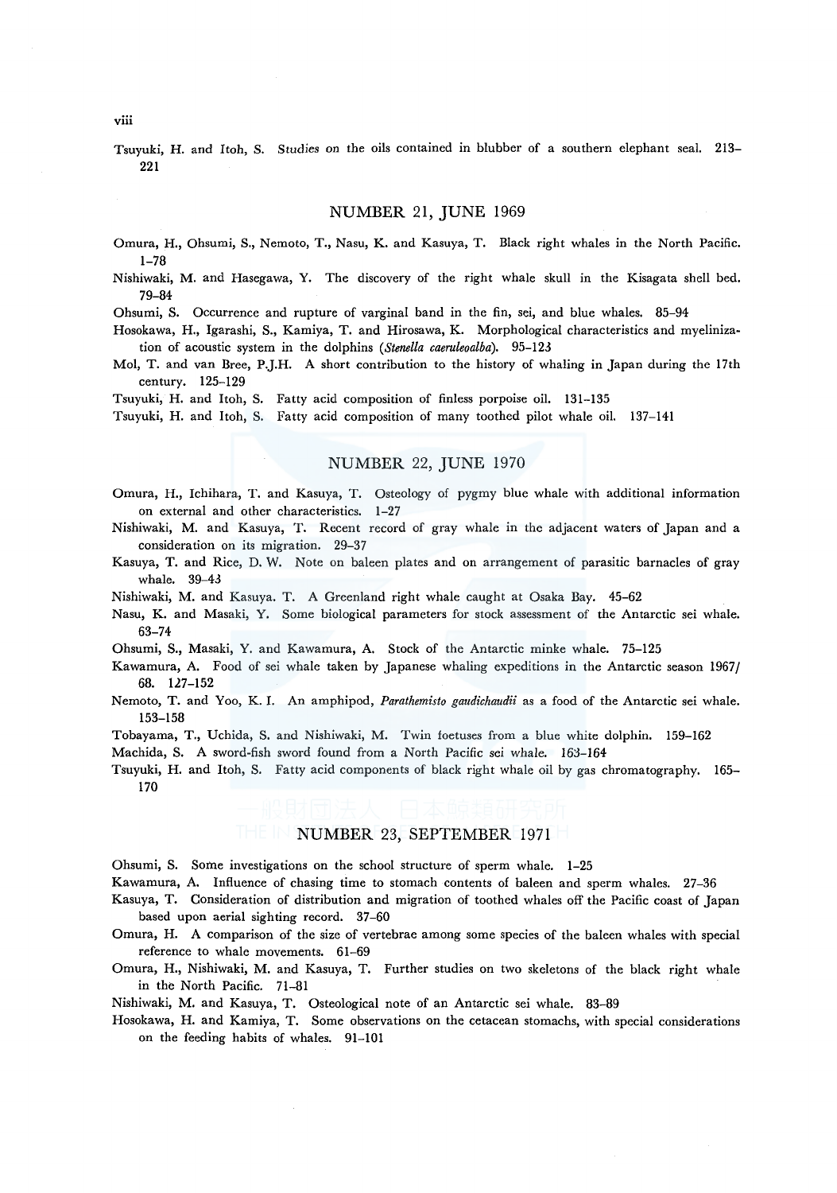Tsuyuki, H. and Itoh, S. Studies on the oils contained in blubber of a southern elephant seal. 213–221

## NUMBER 21, JUNE 1969

Omura, H., Ohsumi, S., Nemoto, T., Nasu, K. and Kasuya, T. Black right whales in the North Pacific. 1–78

Nishiwaki, M. and Hasegawa, Y. The discovery of the right whale skull in the Kisagata shell bed. 79–84

Ohsumi, S. Occurrence and rupture of varginal band in the fin, sei, and blue whales. 85–94

Hosokawa, H., Igarashi, S., Kamiya, T. and Hirosawa, K. Morphological characteristics and myelinization of acoustic system in the dolphins (*Stenella caeruleoalba*). 95–123

Mol, T. and van Bree, P.J.H. A short contribution to the history of whaling in Japan during the 17th century. 125–129

Tsuyuki, H. and Itoh, S. Fatty acid composition of finless porpoise oil. 131–135

Tsuyuki, H. and Itoh, S. Fatty acid composition of many toothed pilot whale oil. 137–141

## NUMBER 22, JUNE 1970

Omura, H., Ichihara, T. and Kasuya, T. Osteology of pygmy blue whale with additional information on external and other characteristics. 1–27

Nishiwaki, M. and Kasuya, T. Recent record of gray whale in the adjacent waters of Japan and a consideration on its migration. 29–37

Kasuya, T. and Rice, D. W. Note on baleen plates and on arrangement of parasitic barnacles of gray whale. 39–43

Nishiwaki, M. and Kasuya. T. A Greenland right whale caught at Osaka Bay. 45–62

Nasu, K. and Masaki, Y. Some biological parameters for stock assessment of the Antarctic sei whale. 63–74

Ohsumi, S., Masaki, Y. and Kawamura, A. Stock of the Antarctic minke whale. 75–125

Kawamura, A. Food of sei whale taken by Japanese whaling expeditions in the Antarctic season 1967/68. 127–152

Nemoto, T. and Yoo, K. I. An amphipod, *Parathemisto gaudichaudii* as a food of the Antarctic sei whale. 153–158

Tobayama, T., Uchida, S. and Nishiwaki, M. Twin foetuses from a blue white dolphin. 159–162

Machida, S. A sword-fish sword found from a North Pacific sei whale. 163–164

Tsuyuki, H. and Itoh, S. Fatty acid components of black right whale oil by gas chromatography. 165–170

## NUMBER 23, SEPTEMBER 1971

Ohsumi, S. Some investigations on the school structure of sperm whale. 1–25

Kawamura, A. Influence of chasing time to stomach contents of baleen and sperm whales. 27–36

Kasuya, T. Consideration of distribution and migration of toothed whales off the Pacific coast of Japan based upon aerial sighting record. 37–60

Omura, H. A comparison of the size of vertebrae among some species of the baleen whales with special reference to whale movements. 61–69

Omura, H., Nishiwaki, M. and Kasuya, T. Further studies on two skeletons of the black right whale in the North Pacific. 71–81

Nishiwaki, M. and Kasuya, T. Osteological note of an Antarctic sei whale. 83–89

Hosokawa, H. and Kamiya, T. Some observations on the cetacean stomachs, with special considerations on the feeding habits of whales. 91–101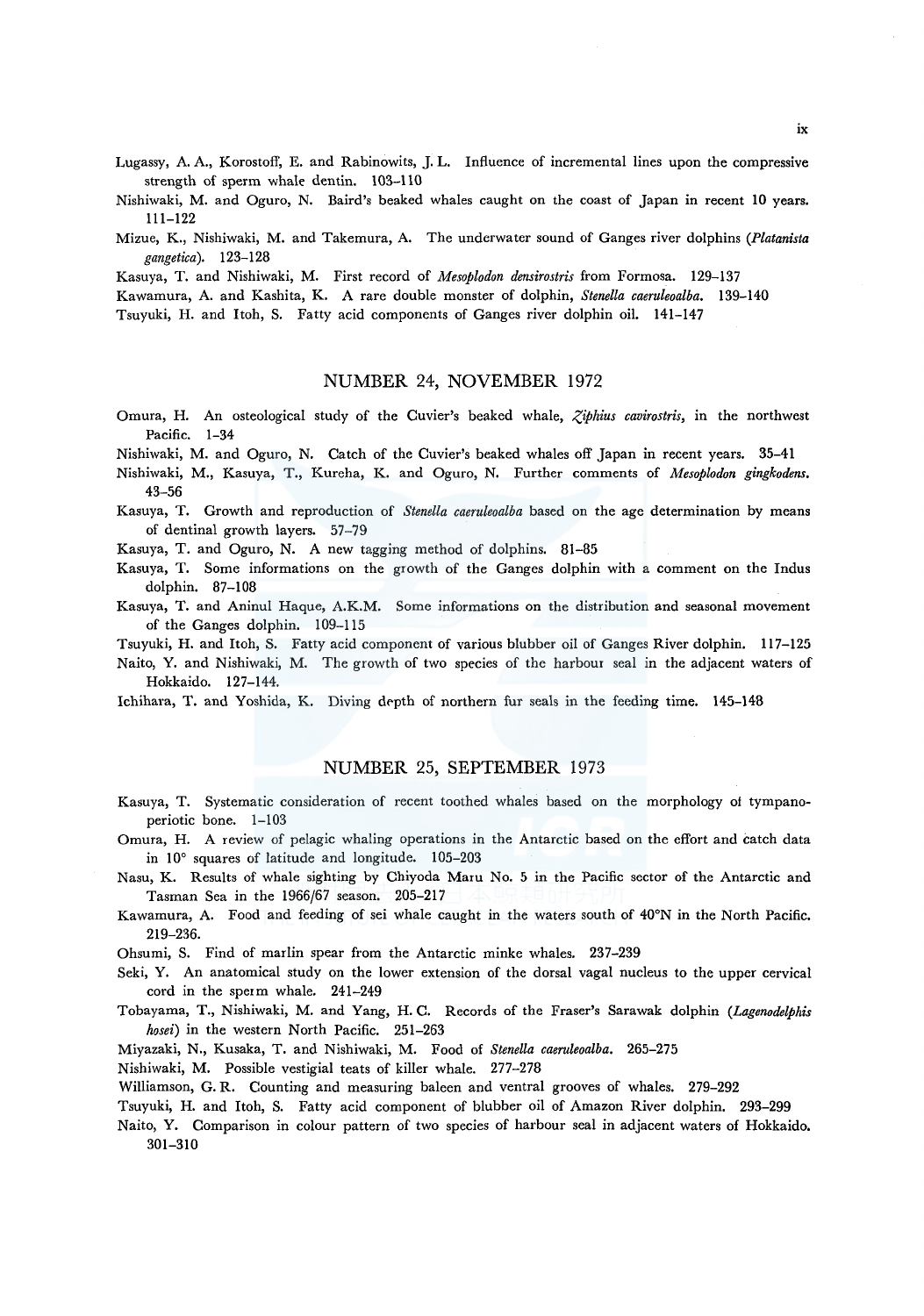Lugassy, A. A., Korostoff, E. and Rabinowits, J. L. Influence of incremental lines upon the compressive strength of sperm whale dentin. 103–110

Nishiwaki, M. and Oguro, N. Baird's beaked whales caught on the coast of Japan in recent 10 years. 111–122

Mizue, K., Nishiwaki, M. and Takemura, A. The underwater sound of Ganges river dolphins (*Platanista gangetica*). 123–128

Kasuya, T. and Nishiwaki, M. First record of *Mesoplodon densirostris* from Formosa. 129–137

Kawamura, A. and Kashita, K. A rare double monster of dolphin, *Stenella caeruleoalba*. 139–140

Tsuyuki, H. and Itoh, S. Fatty acid components of Ganges river dolphin oil. 141–147

## NUMBER 24, NOVEMBER 1972

Omura, H. An osteological study of the Cuvier's beaked whale, *Ziphius cavirostris*, in the northwest Pacific. 1–34

Nishiwaki, M. and Oguro, N. Catch of the Cuvier's beaked whales off Japan in recent years. 35–41

Nishiwaki, M., Kasuya, T., Kureha, K. and Oguro, N. Further comments of *Mesoplodon gingkodens*. 43–56

Kasuya, T. Growth and reproduction of *Stenella caeruleoalba* based on the age determination by means of dentinal growth layers. 57–79

Kasuya, T. and Oguro, N. A new tagging method of dolphins. 81–85

Kasuya, T. Some informations on the growth of the Ganges dolphin with a comment on the Indus dolphin. 87–108

Kasuya, T. and Aninul Haque, A.K.M. Some informations on the distribution and seasonal movement of the Ganges dolphin. 109–115

Tsuyuki, H. and Itoh, S. Fatty acid component of various blubber oil of Ganges River dolphin. 117–125

Naito, Y. and Nishiwaki, M. The growth of two species of the harbour seal in the adjacent waters of Hokkaido. 127–144.

Ichihara, T. and Yoshida, K. Diving depth of northern fur seals in the feeding time. 145–148

## NUMBER 25, SEPTEMBER 1973

Kasuya, T. Systematic consideration of recent toothed whales based on the morphology of tympano-periotic bone. 1–103

Omura, H. A review of pelagic whaling operations in the Antarctic based on the effort and catch data in 10° squares of latitude and longitude. 105–203

Nasu, K. Results of whale sighting by Chiyoda Maru No. 5 in the Pacific sector of the Antarctic and Tasman Sea in the 1966/67 season. 205–217

Kawamura, A. Food and feeding of sei whale caught in the waters south of 40°N in the North Pacific. 219–236.

Ohsumi, S. Find of marlin spear from the Antarctic minke whales. 237–239

Seki, Y. An anatomical study on the lower extension of the dorsal vagal nucleus to the upper cervical cord in the sperm whale. 241–249

Tobayama, T., Nishiwaki, M. and Yang, H. C. Records of the Fraser's Sarawak dolphin (*Lagenodelphis hosei*) in the western North Pacific. 251–263

Miyazaki, N., Kusaka, T. and Nishiwaki, M. Food of *Stenella caeruleoalba*. 265–275

Nishiwaki, M. Possible vestigial teats of killer whale. 277–278

Williamson, G. R. Counting and measuring baleen and ventral grooves of whales. 279–292

Tsuyuki, H. and Itoh, S. Fatty acid component of blubber oil of Amazon River dolphin. 293–299

Naito, Y. Comparison in colour pattern of two species of harbour seal in adjacent waters of Hokkaido. 301–310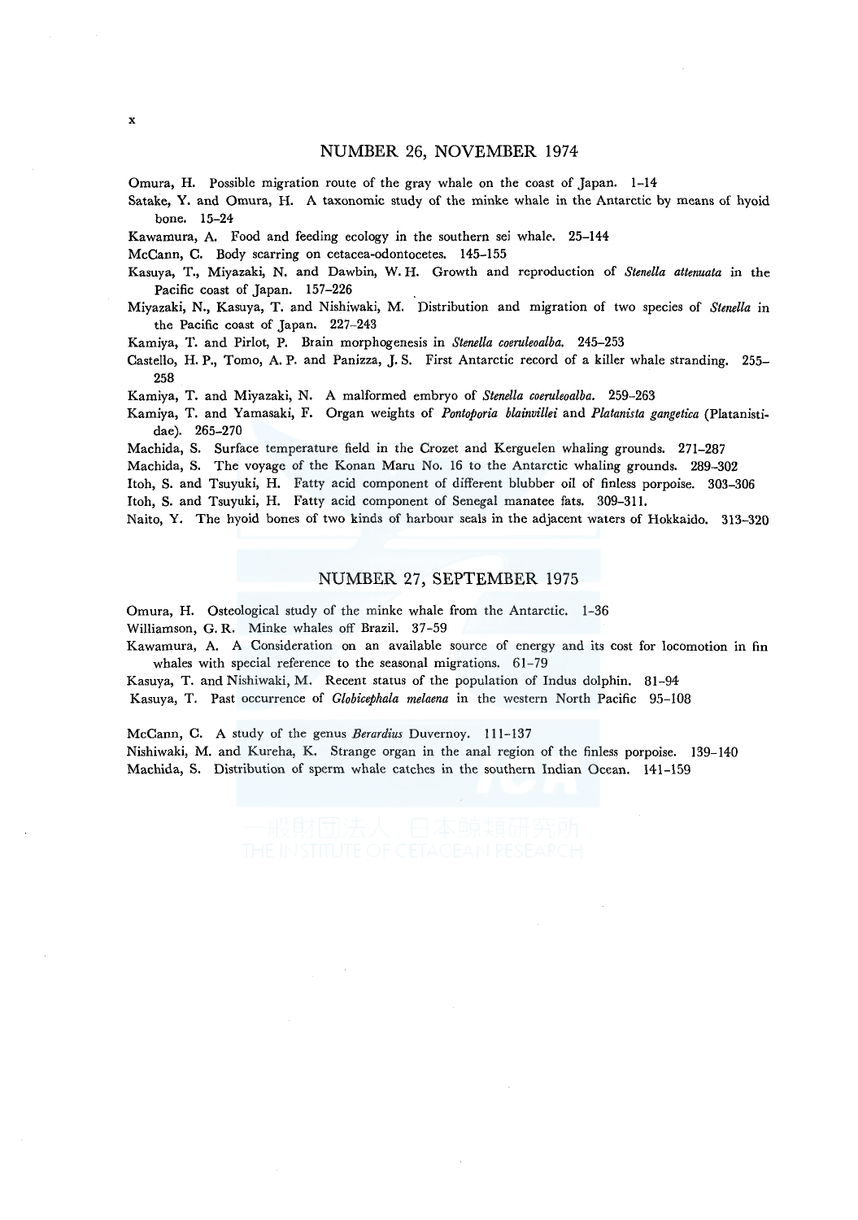## NUMBER 26, NOVEMBER 1974

Omura, H. Possible migration route of the gray whale on the coast of Japan. 1–14

Satake, Y. and Omura, H. A taxonomic study of the minke whale in the Antarctic by means of hyoid bone. 15–24

Kawamura, A. Food and feeding ecology in the southern sei whale. 25–144

McCann, C. Body scarring on cetacea-odontocetes. 145–155

Kasuya, T., Miyazaki, N. and Dawbin, W. H. Growth and reproduction of *Stenella attenuata* in the Pacific coast of Japan. 157–226

Miyazaki, N., Kasuya, T. and Nishiwaki, M. Distribution and migration of two species of *Stenella* in the Pacific coast of Japan. 227–243

Kamiya, T. and Pirlot, P. Brain morphogenesis in *Stenella coeruleoalba*. 245–253

Castello, H. P., Tomo, A. P. and Panizza, J. S. First Antarctic record of a killer whale stranding. 255–258

Kamiya, T. and Miyazaki, N. A malformed embryo of *Stenella coeruleoalba*. 259–263

Kamiya, T. and Yamasaki, F. Organ weights of *Pontoporia blainvillei* and *Platanista gangetica* (Platanistidae). 265–270

Machida, S. Surface temperature field in the Crozet and Kerguelen whaling grounds. 271–287

Machida, S. The voyage of the Konan Maru No. 16 to the Antarctic whaling grounds. 289–302

Itoh, S. and Tsuyuki, H. Fatty acid component of different blubber oil of finless porpoise. 303–306

Itoh, S. and Tsuyuki, H. Fatty acid component of Senegal manatee fats. 309–311.

Naito, Y. The hyoid bones of two kinds of harbour seals in the adjacent waters of Hokkaido. 313–320

## NUMBER 27, SEPTEMBER 1975

Omura, H. Osteological study of the minke whale from the Antarctic. 1–36

Williamson, G. R. Minke whales off Brazil. 37–59

Kawamura, A. A Consideration on an available source of energy and its cost for locomotion in fin whales with special reference to the seasonal migrations. 61–79

Kasuya, T. and Nishiwaki, M. Recent status of the population of Indus dolphin. 81–94

Kasuya, T. Past occurrence of *Globicephala melaena* in the western North Pacific 95–108

McCann, C. A study of the genus *Berardius* Duvernoy. 111–137

Nishiwaki, M. and Kureha, K. Strange organ in the anal region of the finless porpoise. 139–140

Machida, S. Distribution of sperm whale catches in the southern Indian Ocean. 141–159